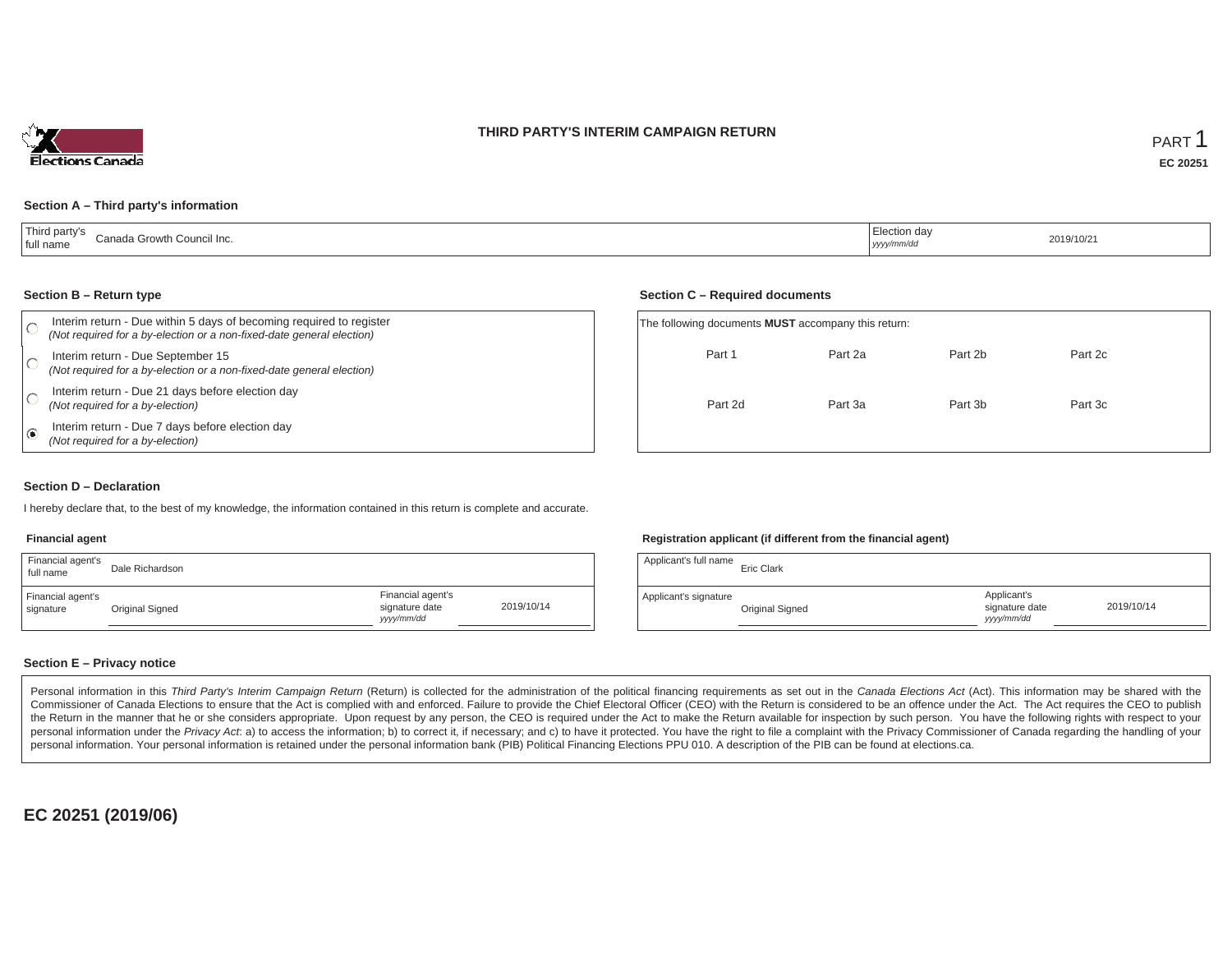# THIRD PARTY'S INTERIM CAMPAIGN RETURN

PART 1

**EC 20251**

### Section A – Third party's information

| Third party's full name | Canada Growth Council Inc. | Election day *yyyy/mm/dd* | 2019/10/21 |
|---|---|---|---|

### Section B – Return type

- ○ Interim return - Due within 5 days of becoming required to register *(Not required for a by-election or a non-fixed-date general election)*
- ○ Interim return - Due September 15 *(Not required for a by-election or a non-fixed-date general election)*
- ○ Interim return - Due 21 days before election day *(Not required for a by-election)*
- ◉ Interim return - Due 7 days before election day *(Not required for a by-election)*

### Section C – Required documents

The following documents **MUST** accompany this return:

| Part 1 | Part 2a | Part 2b | Part 2c |
|---|---|---|---|
| Part 2d | Part 3a | Part 3b | Part 3c |

### Section D – Declaration

I hereby declare that, to the best of my knowledge, the information contained in this return is complete and accurate.

**Financial agent**

| Financial agent's full name | Dale Richardson | | |
|---|---|---|---|
| Financial agent's signature | Original Signed | Financial agent's signature date *yyyy/mm/dd* | 2019/10/14 |

**Registration applicant (if different from the financial agent)**

| Applicant's full name | Eric Clark | | |
|---|---|---|---|
| Applicant's signature | Original Signed | Applicant's signature date *yyyy/mm/dd* | 2019/10/14 |

### Section E – Privacy notice

Personal information in this *Third Party's Interim Campaign Return* (Return) is collected for the administration of the political financing requirements as set out in the *Canada Elections Act* (Act). This information may be shared with the Commissioner of Canada Elections to ensure that the Act is complied with and enforced. Failure to provide the Chief Electoral Officer (CEO) with the Return is considered to be an offence under the Act. The Act requires the CEO to publish the Return in the manner that he or she considers appropriate. Upon request by any person, the CEO is required under the Act to make the Return available for inspection by such person. You have the following rights with respect to your personal information under the *Privacy Act*: a) to access the information; b) to correct it, if necessary; and c) to have it protected. You have the right to file a complaint with the Privacy Commissioner of Canada regarding the handling of your personal information. Your personal information is retained under the personal information bank (PIB) Political Financing Elections PPU 010. A description of the PIB can be found at elections.ca.

**EC 20251 (2019/06)**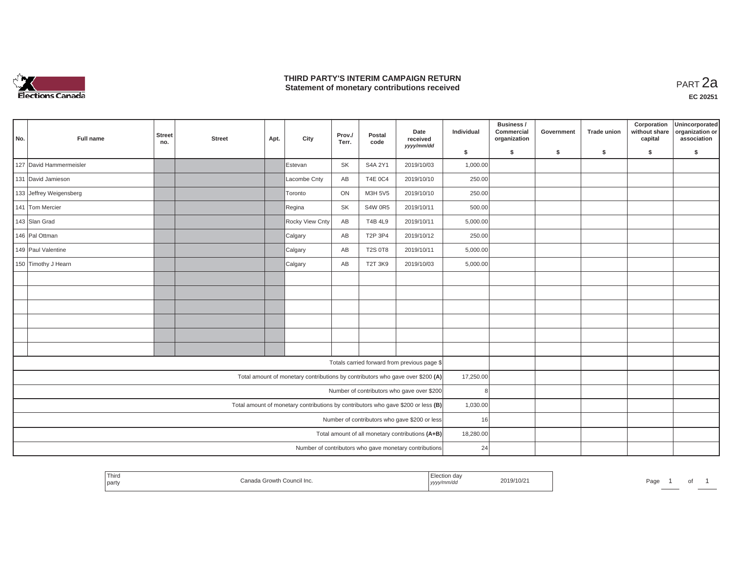# THIRD PARTY'S INTERIM CAMPAIGN RETURN
## Statement of monetary contributions received

PART 2a

EC 20251

| No. | Full name | Street no. | Street | Apt. | City | Prov./ Terr. | Postal code | Date received yyyy/mm/dd | Individual $ | Business / Commercial organization $ | Government $ | Trade union $ | Corporation without share capital $ | Unincorporated organization or association $ |
|---|---|---|---|---|---|---|---|---|---|---|---|---|---|---|
| 127 | David Hammermeisler | | | | Estevan | SK | S4A 2Y1 | 2019/10/03 | 1,000.00 | | | | | |
| 131 | David Jamieson | | | | Lacombe Cnty | AB | T4E 0C4 | 2019/10/10 | 250.00 | | | | | |
| 133 | Jeffrey Weigensberg | | | | Toronto | ON | M3H 5V5 | 2019/10/10 | 250.00 | | | | | |
| 141 | Tom Mercier | | | | Regina | SK | S4W 0R5 | 2019/10/11 | 500.00 | | | | | |
| 143 | Slan Grad | | | | Rocky View Cnty | AB | T4B 4L9 | 2019/10/11 | 5,000.00 | | | | | |
| 146 | Pal Ottman | | | | Calgary | AB | T2P 3P4 | 2019/10/12 | 250.00 | | | | | |
| 149 | Paul Valentine | | | | Calgary | AB | T2S 0T8 | 2019/10/11 | 5,000.00 | | | | | |
| 150 | Timothy J Hearn | | | | Calgary | AB | T2T 3K9 | 2019/10/03 | 5,000.00 | | | | | |
| | | | | | | | | | | | | | | |
| | | | | | | | | | | | | | | |
| | | | | | | | | | | | | | | |
| | | | | | | | | | | | | | | |
| | | | | | | | | | | | | | | |
| | | | | | | | | | | | | | | |
| | Totals carried forward from previous page $ | | | | | | | | | | | | | |
| | Total amount of monetary contributions by contributors who gave over $200 (A) | | | | | | | | 17,250.00 | | | | | |
| | Number of contributors who gave over $200 | | | | | | | | 8 | | | | | |
| | Total amount of monetary contributions by contributors who gave $200 or less (B) | | | | | | | | 1,030.00 | | | | | |
| | Number of contributors who gave $200 or less | | | | | | | | 16 | | | | | |
| | Total amount of all monetary contributions (A+B) | | | | | | | | 18,280.00 | | | | | |
| | Number of contributors who gave monetary contributions | | | | | | | | 24 | | | | | |

| Third party | Canada Growth Council Inc. | Election day yyyy/mm/dd | 2019/10/21 |
|---|---|---|---|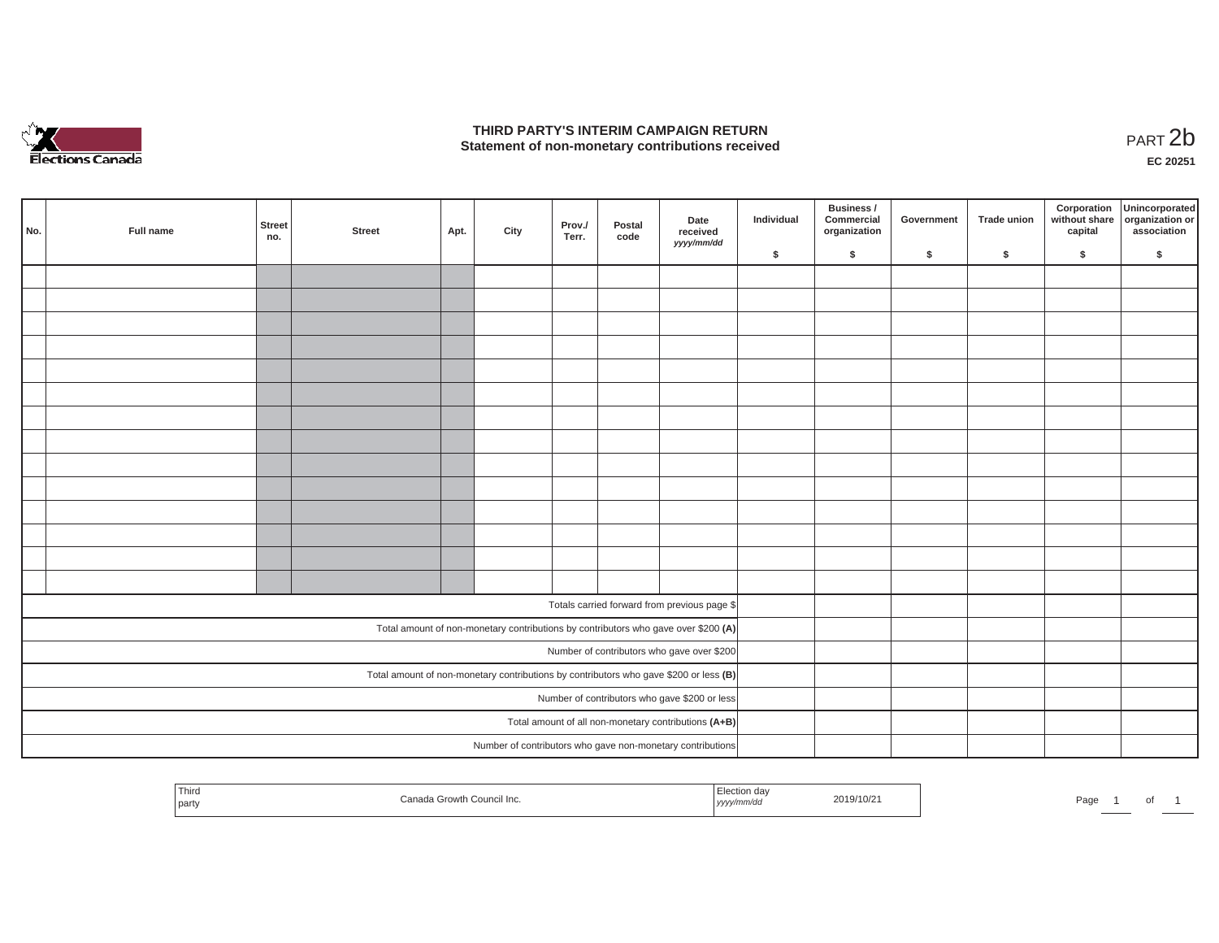# THIRD PARTY'S INTERIM CAMPAIGN RETURN
## Statement of non-monetary contributions received

PART 2b

**EC 20251**

| No. | Full name | Street no. | Street | Apt. | City | Prov./ Terr. | Postal code | Date received *yyyy/mm/dd* | Individual $ | Business / Commercial organization $ | Government $ | Trade union $ | Corporation without share capital $ | Unincorporated organization or association $ |
|---|---|---|---|---|---|---|---|---|---|---|---|---|---|---|
| | | | | | | | | | | | | | | |
| | | | | | | | | | | | | | | |
| | | | | | | | | | | | | | | |
| | | | | | | | | | | | | | | |
| | | | | | | | | | | | | | | |
| | | | | | | | | | | | | | | |
| | | | | | | | | | | | | | | |
| | | | | | | | | | | | | | | |
| | | | | | | | | | | | | | | |
| | | | | | | | | | | | | | | |
| | | | | | | | | | | | | | | |
| | | | | | | | | | | | | | | |
| | | | | | | | | | | | | | | |
| | | | | | | | | | | | | | | |
| Totals carried forward from previous page $ | | | | | | | | | | | | | | |
| Total amount of non-monetary contributions by contributors who gave over $200 **(A)** | | | | | | | | | | | | | | |
| Number of contributors who gave over $200 | | | | | | | | | | | | | | |
| Total amount of non-monetary contributions by contributors who gave $200 or less **(B)** | | | | | | | | | | | | | | |
| Number of contributors who gave $200 or less | | | | | | | | | | | | | | |
| Total amount of all non-monetary contributions **(A+B)** | | | | | | | | | | | | | | |
| Number of contributors who gave non-monetary contributions | | | | | | | | | | | | | | |

| Third party | Canada Growth Council Inc. | Election day *yyyy/mm/dd* | 2019/10/21 |
|---|---|---|---|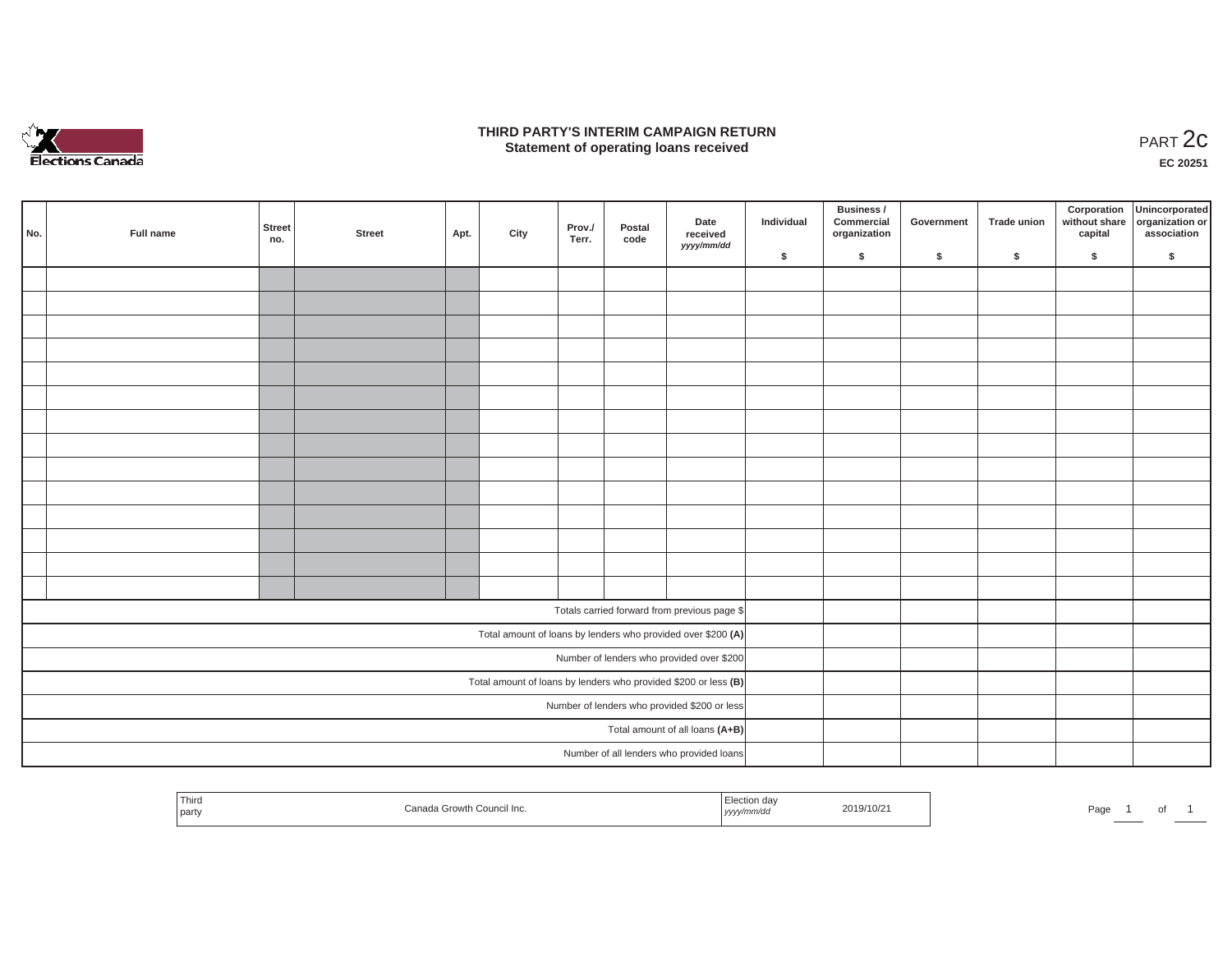Elections Canada

# THIRD PARTY'S INTERIM CAMPAIGN RETURN
## Statement of operating loans received

PART 2c

**EC 20251**

| No. | Full name | Street no. | Street | Apt. | City | Prov./ Terr. | Postal code | Date received *yyyy/mm/dd* | Individual $ | Business / Commercial organization $ | Government $ | Trade union $ | Corporation without share capital $ | Unincorporated organization or association $ |
|---|---|---|---|---|---|---|---|---|---|---|---|---|---|---|
| | | | | | | | | | | | | | | |
| | | | | | | | | | | | | | | |
| | | | | | | | | | | | | | | |
| | | | | | | | | | | | | | | |
| | | | | | | | | | | | | | | |
| | | | | | | | | | | | | | | |
| | | | | | | | | | | | | | | |
| | | | | | | | | | | | | | | |
| | | | | | | | | | | | | | | |
| | | | | | | | | | | | | | | |
| | | | | | | | | | | | | | | |
| | | | | | | | | | | | | | | |
| | | | | | | | | | | | | | | |
| | | | | | | | | | | | | | | |
| Totals carried forward from previous page $ | | | | | | | | | | | | | | |
| Total amount of loans by lenders who provided over $200 **(A)** | | | | | | | | | | | | | | |
| Number of lenders who provided over $200 | | | | | | | | | | | | | | |
| Total amount of loans by lenders who provided $200 or less **(B)** | | | | | | | | | | | | | | |
| Number of lenders who provided $200 or less | | | | | | | | | | | | | | |
| Total amount of all loans **(A+B)** | | | | | | | | | | | | | | |
| Number of all lenders who provided loans | | | | | | | | | | | | | | |

| Third party | Canada Growth Council Inc. | Election day *yyyy/mm/dd* | 2019/10/21 |
|---|---|---|---|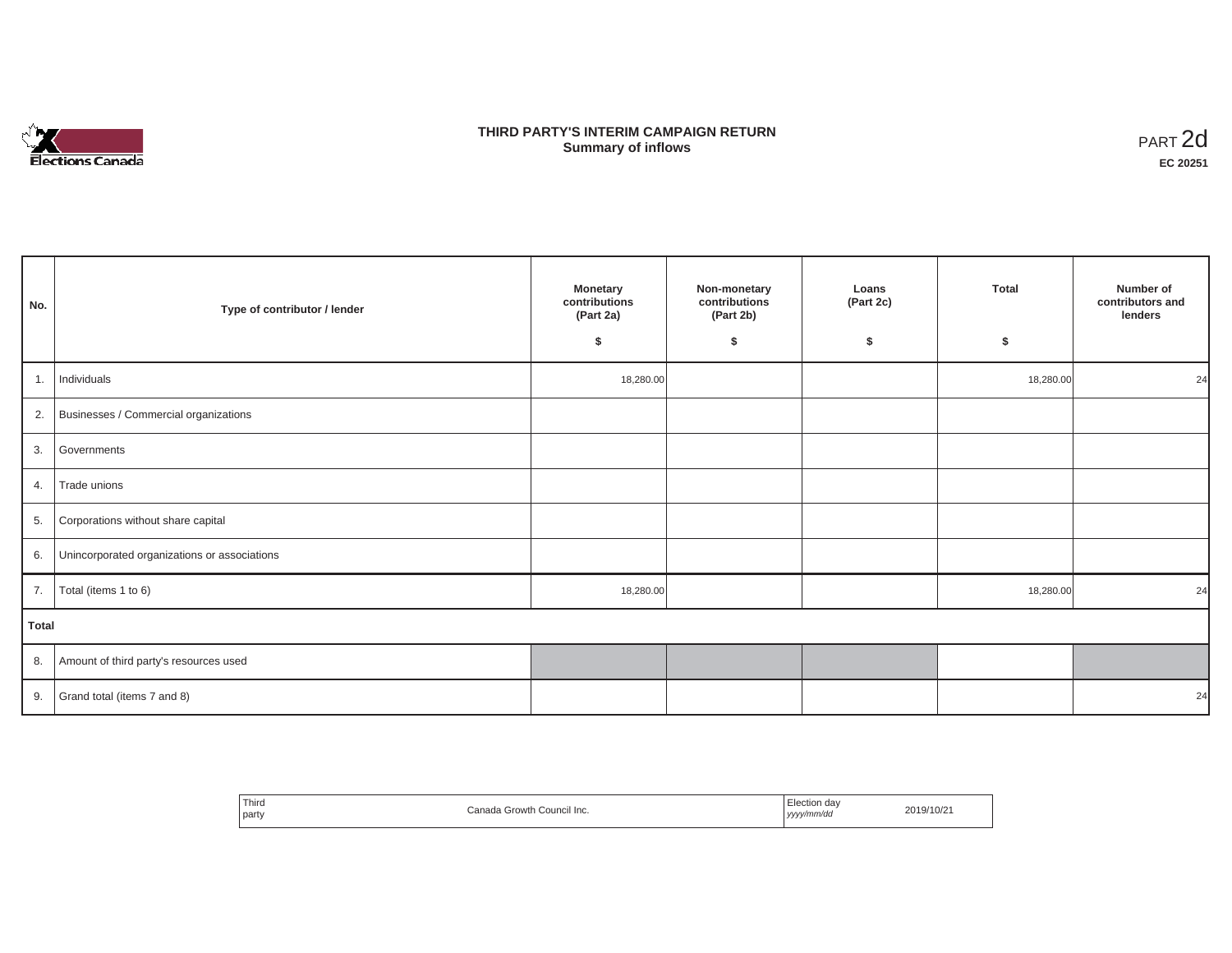# THIRD PARTY'S INTERIM CAMPAIGN RETURN
## Summary of inflows

PART 2d

**EC 20251**

| No. | Type of contributor / lender | Monetary contributions (Part 2a) $ | Non-monetary contributions (Part 2b) $ | Loans (Part 2c) $ | Total $ | Number of contributors and lenders |
|---|---|---|---|---|---|---|
| 1. | Individuals | 18,280.00 | | | 18,280.00 | 24 |
| 2. | Businesses / Commercial organizations | | | | | |
| 3. | Governments | | | | | |
| 4. | Trade unions | | | | | |
| 5. | Corporations without share capital | | | | | |
| 6. | Unincorporated organizations or associations | | | | | |
| 7. | Total (items 1 to 6) | 18,280.00 | | | 18,280.00 | 24 |
| **Total** | | | | | | |
| 8. | Amount of third party's resources used | | | | | |
| 9. | Grand total (items 7 and 8) | | | | | 24 |

| Third party | Canada Growth Council Inc. | Election day *yyyy/mm/dd* | 2019/10/21 |
|---|---|---|---|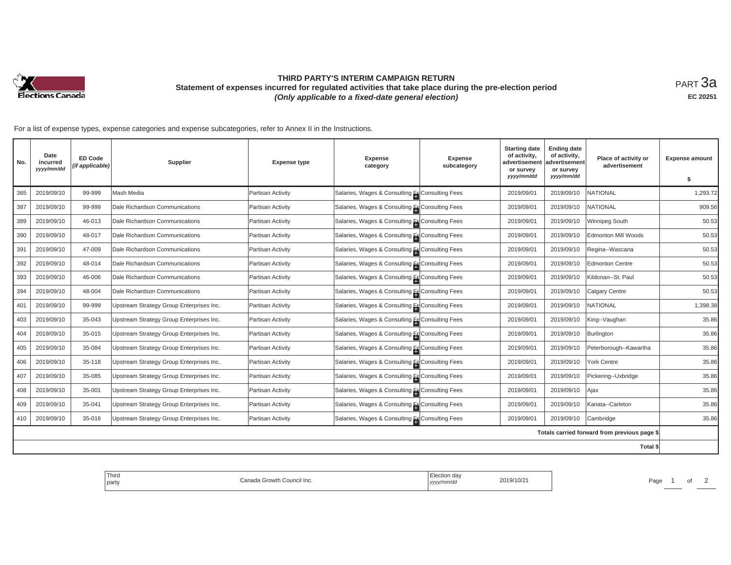# THIRD PARTY'S INTERIM CAMPAIGN RETURN

## Statement of expenses incurred for regulated activities that take place during the pre-election period

*(Only applicable to a fixed-date general election)*

PART 3a

EC 20251

For a list of expense types, expense categories and expense subcategories, refer to Annex II in the Instructions.

| No. | Date incurred *yyyy/mm/dd* | ED Code *(if applicable)* | Supplier | Expense type | Expense category | Expense subcategory | Starting date of activity, advertisement or survey *yyyy/mm/dd* | Ending date of activity, advertisement or survey *yyyy/mm/dd* | Place of activity or advertisement | Expense amount $ |
|---|---|---|---|---|---|---|---|---|---|---|
| 365 | 2019/09/10 | 99-999 | Mash Media | Partisan Activity | Salaries, Wages & Consulting Fe | Consulting Fees | 2019/09/01 | 2019/09/10 | NATIONAL | 1,293.72 |
| 387 | 2019/09/10 | 99-999 | Dale Richardson Communications | Partisan Activity | Salaries, Wages & Consulting Fe | Consulting Fees | 2019/09/01 | 2019/09/10 | NATIONAL | 909.56 |
| 389 | 2019/09/10 | 46-013 | Dale Richardson Communications | Partisan Activity | Salaries, Wages & Consulting Fe | Consulting Fees | 2019/09/01 | 2019/09/10 | Winnipeg South | 50.53 |
| 390 | 2019/09/10 | 48-017 | Dale Richardson Communications | Partisan Activity | Salaries, Wages & Consulting Fe | Consulting Fees | 2019/09/01 | 2019/09/10 | Edmonton Mill Woods | 50.53 |
| 391 | 2019/09/10 | 47-009 | Dale Richardson Communications | Partisan Activity | Salaries, Wages & Consulting Fe | Consulting Fees | 2019/09/01 | 2019/09/10 | Regina--Wascana | 50.53 |
| 392 | 2019/09/10 | 48-014 | Dale Richardson Communications | Partisan Activity | Salaries, Wages & Consulting Fe | Consulting Fees | 2019/09/01 | 2019/09/10 | Edmonton Centre | 50.53 |
| 393 | 2019/09/10 | 46-006 | Dale Richardson Communications | Partisan Activity | Salaries, Wages & Consulting Fe | Consulting Fees | 2019/09/01 | 2019/09/10 | Kildonan--St. Paul | 50.53 |
| 394 | 2019/09/10 | 48-004 | Dale Richardson Communications | Partisan Activity | Salaries, Wages & Consulting Fe | Consulting Fees | 2019/09/01 | 2019/09/10 | Calgary Centre | 50.53 |
| 401 | 2019/09/10 | 99-999 | Upstream Strategy Group Enterprises Inc. | Partisan Activity | Salaries, Wages & Consulting Fe | Consulting Fees | 2019/09/01 | 2019/09/10 | NATIONAL | 1,398.38 |
| 403 | 2019/09/10 | 35-043 | Upstream Strategy Group Enterprises Inc. | Partisan Activity | Salaries, Wages & Consulting Fe | Consulting Fees | 2019/09/01 | 2019/09/10 | King--Vaughan | 35.86 |
| 404 | 2019/09/10 | 35-015 | Upstream Strategy Group Enterprises Inc. | Partisan Activity | Salaries, Wages & Consulting Fe | Consulting Fees | 2019/09/01 | 2019/09/10 | Burlington | 35.86 |
| 405 | 2019/09/10 | 35-084 | Upstream Strategy Group Enterprises Inc. | Partisan Activity | Salaries, Wages & Consulting Fe | Consulting Fees | 2019/09/01 | 2019/09/10 | Peterborough--Kawartha | 35.86 |
| 406 | 2019/09/10 | 35-118 | Upstream Strategy Group Enterprises Inc. | Partisan Activity | Salaries, Wages & Consulting Fe | Consulting Fees | 2019/09/01 | 2019/09/10 | York Centre | 35.86 |
| 407 | 2019/09/10 | 35-085 | Upstream Strategy Group Enterprises Inc. | Partisan Activity | Salaries, Wages & Consulting Fe | Consulting Fees | 2019/09/01 | 2019/09/10 | Pickering--Uxbridge | 35.86 |
| 408 | 2019/09/10 | 35-001 | Upstream Strategy Group Enterprises Inc. | Partisan Activity | Salaries, Wages & Consulting Fe | Consulting Fees | 2019/09/01 | 2019/09/10 | Ajax | 35.86 |
| 409 | 2019/09/10 | 35-041 | Upstream Strategy Group Enterprises Inc. | Partisan Activity | Salaries, Wages & Consulting Fe | Consulting Fees | 2019/09/01 | 2019/09/10 | Kanata--Carleton | 35.86 |
| 410 | 2019/09/10 | 35-016 | Upstream Strategy Group Enterprises Inc. | Partisan Activity | Salaries, Wages & Consulting Fe | Consulting Fees | 2019/09/01 | 2019/09/10 | Cambridge | 35.86 |
| | | | | | | | | | Totals carried forward from previous page $ | |
| | | | | | | | | | Total $ | |

| Third party | Canada Growth Council Inc. | Election day *yyyy/mm/dd* | 2019/10/21 |
|---|---|---|---|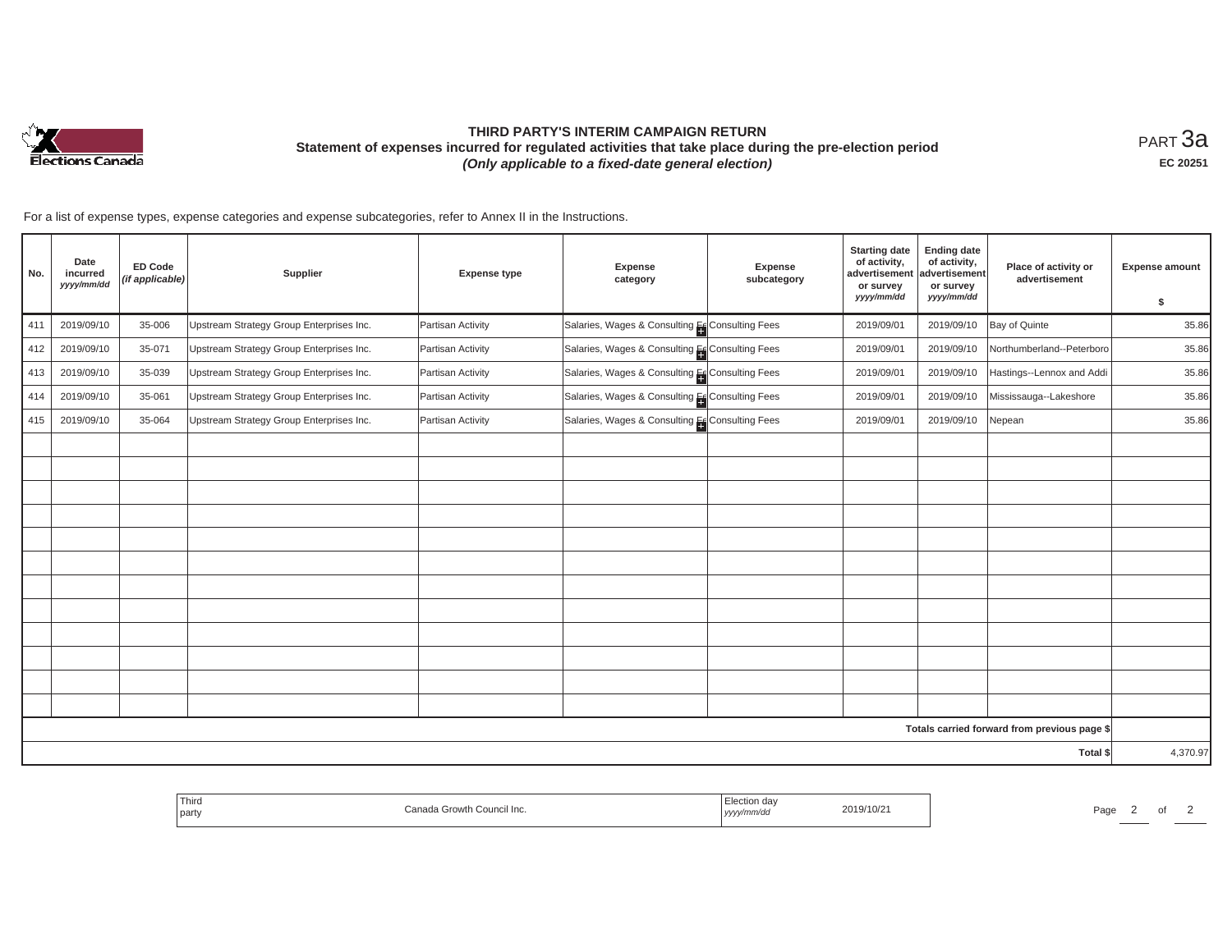# THIRD PARTY'S INTERIM CAMPAIGN RETURN

**Statement of expenses incurred for regulated activities that take place during the pre-election period**

***(Only applicable to a fixed-date general election)***

PART 3a

**EC 20251**

For a list of expense types, expense categories and expense subcategories, refer to Annex II in the Instructions.

| No. | Date incurred *yyyy/mm/dd* | ED Code *(if applicable)* | Supplier | Expense type | Expense category | Expense subcategory | Starting date of activity, advertisement or survey *yyyy/mm/dd* | Ending date of activity, advertisement or survey *yyyy/mm/dd* | Place of activity or advertisement | Expense amount $ |
|---|---|---|---|---|---|---|---|---|---|---|
| 411 | 2019/09/10 | 35-006 | Upstream Strategy Group Enterprises Inc. | Partisan Activity | Salaries, Wages & Consulting Fe | Consulting Fees | 2019/09/01 | 2019/09/10 | Bay of Quinte | 35.86 |
| 412 | 2019/09/10 | 35-071 | Upstream Strategy Group Enterprises Inc. | Partisan Activity | Salaries, Wages & Consulting Fe | Consulting Fees | 2019/09/01 | 2019/09/10 | Northumberland--Peterboro | 35.86 |
| 413 | 2019/09/10 | 35-039 | Upstream Strategy Group Enterprises Inc. | Partisan Activity | Salaries, Wages & Consulting Fe | Consulting Fees | 2019/09/01 | 2019/09/10 | Hastings--Lennox and Addi | 35.86 |
| 414 | 2019/09/10 | 35-061 | Upstream Strategy Group Enterprises Inc. | Partisan Activity | Salaries, Wages & Consulting Fe | Consulting Fees | 2019/09/01 | 2019/09/10 | Mississauga--Lakeshore | 35.86 |
| 415 | 2019/09/10 | 35-064 | Upstream Strategy Group Enterprises Inc. | Partisan Activity | Salaries, Wages & Consulting Fe | Consulting Fees | 2019/09/01 | 2019/09/10 | Nepean | 35.86 |
| | | | | | | | | | | |
| | | | | | | | | | | |
| | | | | | | | | | | |
| | | | | | | | | | | |
| | | | | | | | | | | |
| | | | | | | | | | | |
| | | | | | | | | | | |
| | | | | | | | | | | |
| | | | | | | | | | | |
| | | | | | | | | | | |
| | | | | | | | | | | |
| | | | | | | | | | | |
| | | | | | | | | | Totals carried forward from previous page $ | |
| | | | | | | | | | Total $ | 4,370.97 |

| Third party | Canada Growth Council Inc. | Election day *yyyy/mm/dd* | 2019/10/21 |
|---|---|---|---|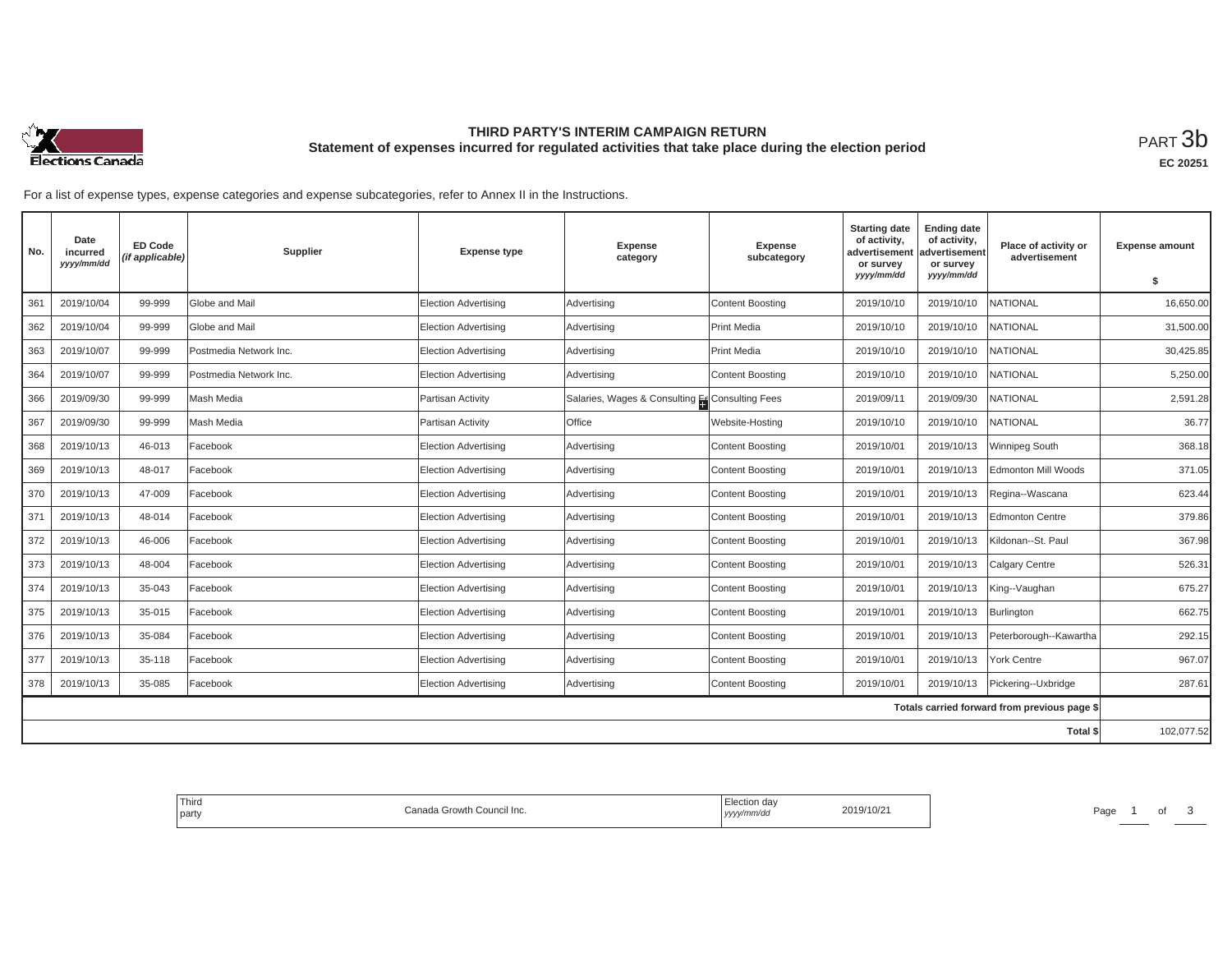# THIRD PARTY'S INTERIM CAMPAIGN RETURN

## Statement of expenses incurred for regulated activities that take place during the election period

PART 3b

**EC 20251**

For a list of expense types, expense categories and expense subcategories, refer to Annex II in the Instructions.

| No. | Date incurred *yyyy/mm/dd* | ED Code *(if applicable)* | Supplier | Expense type | Expense category | Expense subcategory | Starting date of activity, advertisement or survey *yyyy/mm/dd* | Ending date of activity, advertisement or survey *yyyy/mm/dd* | Place of activity or advertisement | Expense amount $ |
|---|---|---|---|---|---|---|---|---|---|---|
| 361 | 2019/10/04 | 99-999 | Globe and Mail | Election Advertising | Advertising | Content Boosting | 2019/10/10 | 2019/10/10 | NATIONAL | 16,650.00 |
| 362 | 2019/10/04 | 99-999 | Globe and Mail | Election Advertising | Advertising | Print Media | 2019/10/10 | 2019/10/10 | NATIONAL | 31,500.00 |
| 363 | 2019/10/07 | 99-999 | Postmedia Network Inc. | Election Advertising | Advertising | Print Media | 2019/10/10 | 2019/10/10 | NATIONAL | 30,425.85 |
| 364 | 2019/10/07 | 99-999 | Postmedia Network Inc. | Election Advertising | Advertising | Content Boosting | 2019/10/10 | 2019/10/10 | NATIONAL | 5,250.00 |
| 366 | 2019/09/30 | 99-999 | Mash Media | Partisan Activity | Salaries, Wages & Consulting Fe | Consulting Fees | 2019/09/11 | 2019/09/30 | NATIONAL | 2,591.28 |
| 367 | 2019/09/30 | 99-999 | Mash Media | Partisan Activity | Office | Website-Hosting | 2019/10/10 | 2019/10/10 | NATIONAL | 36.77 |
| 368 | 2019/10/13 | 46-013 | Facebook | Election Advertising | Advertising | Content Boosting | 2019/10/01 | 2019/10/13 | Winnipeg South | 368.18 |
| 369 | 2019/10/13 | 48-017 | Facebook | Election Advertising | Advertising | Content Boosting | 2019/10/01 | 2019/10/13 | Edmonton Mill Woods | 371.05 |
| 370 | 2019/10/13 | 47-009 | Facebook | Election Advertising | Advertising | Content Boosting | 2019/10/01 | 2019/10/13 | Regina--Wascana | 623.44 |
| 371 | 2019/10/13 | 48-014 | Facebook | Election Advertising | Advertising | Content Boosting | 2019/10/01 | 2019/10/13 | Edmonton Centre | 379.86 |
| 372 | 2019/10/13 | 46-006 | Facebook | Election Advertising | Advertising | Content Boosting | 2019/10/01 | 2019/10/13 | Kildonan--St. Paul | 367.98 |
| 373 | 2019/10/13 | 48-004 | Facebook | Election Advertising | Advertising | Content Boosting | 2019/10/01 | 2019/10/13 | Calgary Centre | 526.31 |
| 374 | 2019/10/13 | 35-043 | Facebook | Election Advertising | Advertising | Content Boosting | 2019/10/01 | 2019/10/13 | King--Vaughan | 675.27 |
| 375 | 2019/10/13 | 35-015 | Facebook | Election Advertising | Advertising | Content Boosting | 2019/10/01 | 2019/10/13 | Burlington | 662.75 |
| 376 | 2019/10/13 | 35-084 | Facebook | Election Advertising | Advertising | Content Boosting | 2019/10/01 | 2019/10/13 | Peterborough--Kawartha | 292.15 |
| 377 | 2019/10/13 | 35-118 | Facebook | Election Advertising | Advertising | Content Boosting | 2019/10/01 | 2019/10/13 | York Centre | 967.07 |
| 378 | 2019/10/13 | 35-085 | Facebook | Election Advertising | Advertising | Content Boosting | 2019/10/01 | 2019/10/13 | Pickering--Uxbridge | 287.61 |
| | | | | | | | | | Totals carried forward from previous page $ | |
| | | | | | | | | | Total $ | 102,077.52 |

| Third party | Canada Growth Council Inc. | Election day *yyyy/mm/dd* | 2019/10/21 |
|---|---|---|---|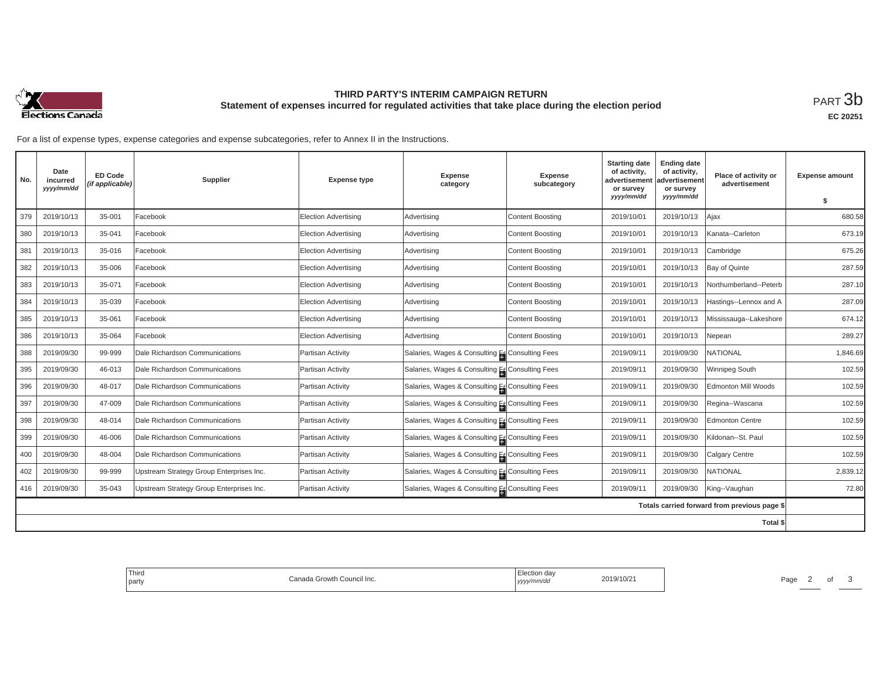# THIRD PARTY'S INTERIM CAMPAIGN RETURN

## Statement of expenses incurred for regulated activities that take place during the election period

PART 3b

**EC 20251**

For a list of expense types, expense categories and expense subcategories, refer to Annex II in the Instructions.

| No. | Date incurred *yyyy/mm/dd* | ED Code *(if applicable)* | Supplier | Expense type | Expense category | Expense subcategory | Starting date of activity, advertisement or survey *yyyy/mm/dd* | Ending date of activity, advertisement or survey *yyyy/mm/dd* | Place of activity or advertisement | Expense amount $ |
|---|---|---|---|---|---|---|---|---|---|---|
| 379 | 2019/10/13 | 35-001 | Facebook | Election Advertising | Advertising | Content Boosting | 2019/10/01 | 2019/10/13 | Ajax | 680.58 |
| 380 | 2019/10/13 | 35-041 | Facebook | Election Advertising | Advertising | Content Boosting | 2019/10/01 | 2019/10/13 | Kanata--Carleton | 673.19 |
| 381 | 2019/10/13 | 35-016 | Facebook | Election Advertising | Advertising | Content Boosting | 2019/10/01 | 2019/10/13 | Cambridge | 675.26 |
| 382 | 2019/10/13 | 35-006 | Facebook | Election Advertising | Advertising | Content Boosting | 2019/10/01 | 2019/10/13 | Bay of Quinte | 287.59 |
| 383 | 2019/10/13 | 35-071 | Facebook | Election Advertising | Advertising | Content Boosting | 2019/10/01 | 2019/10/13 | Northumberland--Peterb | 287.10 |
| 384 | 2019/10/13 | 35-039 | Facebook | Election Advertising | Advertising | Content Boosting | 2019/10/01 | 2019/10/13 | Hastings--Lennox and A | 287.09 |
| 385 | 2019/10/13 | 35-061 | Facebook | Election Advertising | Advertising | Content Boosting | 2019/10/01 | 2019/10/13 | Mississauga--Lakeshore | 674.12 |
| 386 | 2019/10/13 | 35-064 | Facebook | Election Advertising | Advertising | Content Boosting | 2019/10/01 | 2019/10/13 | Nepean | 289.27 |
| 388 | 2019/09/30 | 99-999 | Dale Richardson Communications | Partisan Activity | Salaries, Wages & Consulting Fe | Consulting Fees | 2019/09/11 | 2019/09/30 | NATIONAL | 1,846.69 |
| 395 | 2019/09/30 | 46-013 | Dale Richardson Communications | Partisan Activity | Salaries, Wages & Consulting Fe | Consulting Fees | 2019/09/11 | 2019/09/30 | Winnipeg South | 102.59 |
| 396 | 2019/09/30 | 48-017 | Dale Richardson Communications | Partisan Activity | Salaries, Wages & Consulting Fe | Consulting Fees | 2019/09/11 | 2019/09/30 | Edmonton Mill Woods | 102.59 |
| 397 | 2019/09/30 | 47-009 | Dale Richardson Communications | Partisan Activity | Salaries, Wages & Consulting Fe | Consulting Fees | 2019/09/11 | 2019/09/30 | Regina--Wascana | 102.59 |
| 398 | 2019/09/30 | 48-014 | Dale Richardson Communications | Partisan Activity | Salaries, Wages & Consulting Fe | Consulting Fees | 2019/09/11 | 2019/09/30 | Edmonton Centre | 102.59 |
| 399 | 2019/09/30 | 46-006 | Dale Richardson Communications | Partisan Activity | Salaries, Wages & Consulting Fe | Consulting Fees | 2019/09/11 | 2019/09/30 | Kildonan--St. Paul | 102.59 |
| 400 | 2019/09/30 | 48-004 | Dale Richardson Communications | Partisan Activity | Salaries, Wages & Consulting Fe | Consulting Fees | 2019/09/11 | 2019/09/30 | Calgary Centre | 102.59 |
| 402 | 2019/09/30 | 99-999 | Upstream Strategy Group Enterprises Inc. | Partisan Activity | Salaries, Wages & Consulting Fe | Consulting Fees | 2019/09/11 | 2019/09/30 | NATIONAL | 2,839.12 |
| 416 | 2019/09/30 | 35-043 | Upstream Strategy Group Enterprises Inc. | Partisan Activity | Salaries, Wages & Consulting Fe | Consulting Fees | 2019/09/11 | 2019/09/30 | King--Vaughan | 72.80 |
| | | | | | | | | | Totals carried forward from previous page $ | |
| | | | | | | | | | Total $ | |

| Third party | Canada Growth Council Inc. | Election day *yyyy/mm/dd* | 2019/10/21 |
|---|---|---|---|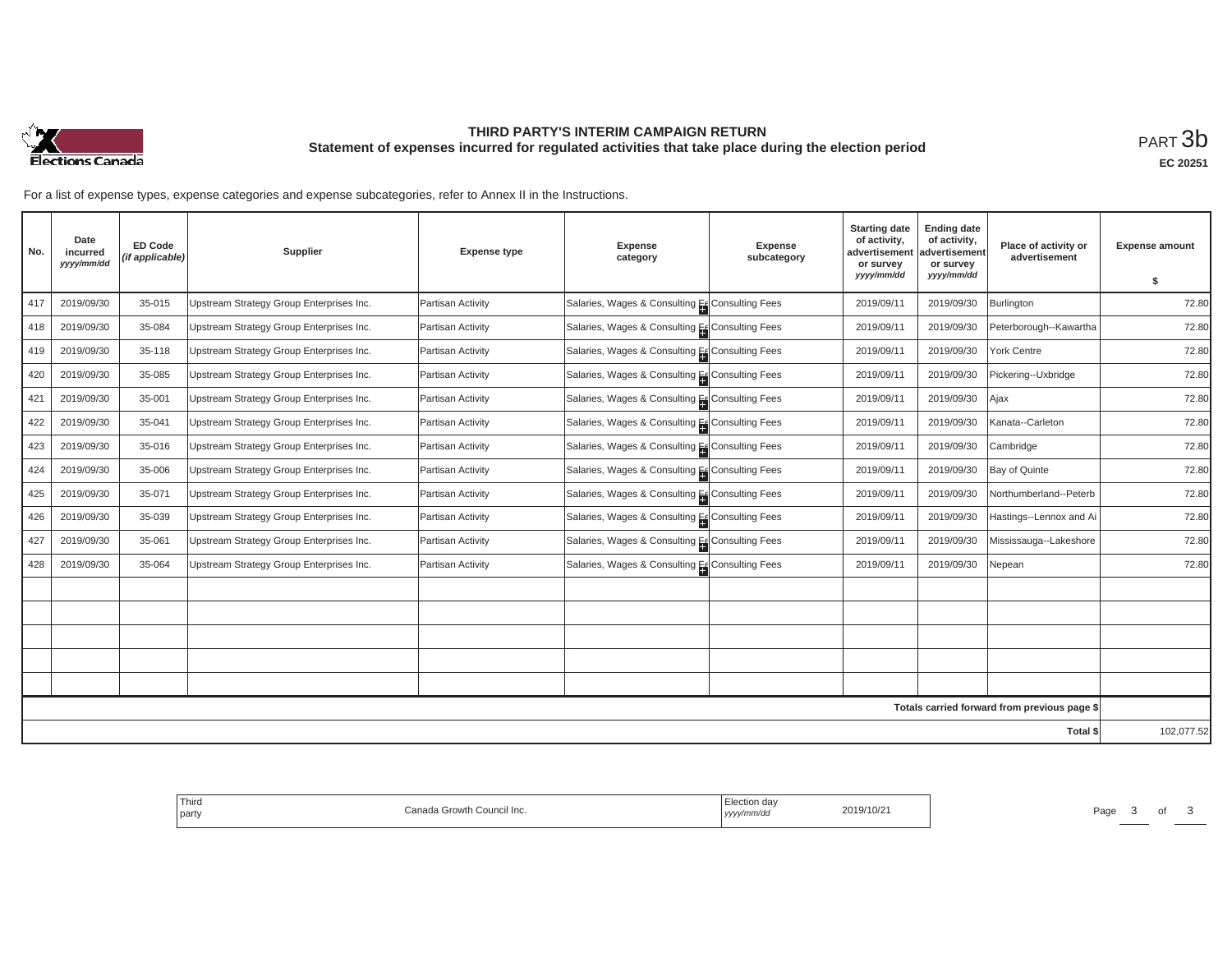# THIRD PARTY'S INTERIM CAMPAIGN RETURN

## Statement of expenses incurred for regulated activities that take place during the election period

PART 3b

EC 20251

For a list of expense types, expense categories and expense subcategories, refer to Annex II in the Instructions.

| No. | Date incurred *yyyy/mm/dd* | ED Code *(if applicable)* | Supplier | Expense type | Expense category | Expense subcategory | Starting date of activity, advertisement or survey *yyyy/mm/dd* | Ending date of activity, advertisement or survey *yyyy/mm/dd* | Place of activity or advertisement | Expense amount $ |
|---|---|---|---|---|---|---|---|---|---|---|
| 417 | 2019/09/30 | 35-015 | Upstream Strategy Group Enterprises Inc. | Partisan Activity | Salaries, Wages & Consulting Fe | Consulting Fees | 2019/09/11 | 2019/09/30 | Burlington | 72.80 |
| 418 | 2019/09/30 | 35-084 | Upstream Strategy Group Enterprises Inc. | Partisan Activity | Salaries, Wages & Consulting Fe | Consulting Fees | 2019/09/11 | 2019/09/30 | Peterborough--Kawartha | 72.80 |
| 419 | 2019/09/30 | 35-118 | Upstream Strategy Group Enterprises Inc. | Partisan Activity | Salaries, Wages & Consulting Fe | Consulting Fees | 2019/09/11 | 2019/09/30 | York Centre | 72.80 |
| 420 | 2019/09/30 | 35-085 | Upstream Strategy Group Enterprises Inc. | Partisan Activity | Salaries, Wages & Consulting Fe | Consulting Fees | 2019/09/11 | 2019/09/30 | Pickering--Uxbridge | 72.80 |
| 421 | 2019/09/30 | 35-001 | Upstream Strategy Group Enterprises Inc. | Partisan Activity | Salaries, Wages & Consulting Fe | Consulting Fees | 2019/09/11 | 2019/09/30 | Ajax | 72.80 |
| 422 | 2019/09/30 | 35-041 | Upstream Strategy Group Enterprises Inc. | Partisan Activity | Salaries, Wages & Consulting Fe | Consulting Fees | 2019/09/11 | 2019/09/30 | Kanata--Carleton | 72.80 |
| 423 | 2019/09/30 | 35-016 | Upstream Strategy Group Enterprises Inc. | Partisan Activity | Salaries, Wages & Consulting Fe | Consulting Fees | 2019/09/11 | 2019/09/30 | Cambridge | 72.80 |
| 424 | 2019/09/30 | 35-006 | Upstream Strategy Group Enterprises Inc. | Partisan Activity | Salaries, Wages & Consulting Fe | Consulting Fees | 2019/09/11 | 2019/09/30 | Bay of Quinte | 72.80 |
| 425 | 2019/09/30 | 35-071 | Upstream Strategy Group Enterprises Inc. | Partisan Activity | Salaries, Wages & Consulting Fe | Consulting Fees | 2019/09/11 | 2019/09/30 | Northumberland--Peterb | 72.80 |
| 426 | 2019/09/30 | 35-039 | Upstream Strategy Group Enterprises Inc. | Partisan Activity | Salaries, Wages & Consulting Fe | Consulting Fees | 2019/09/11 | 2019/09/30 | Hastings--Lennox and Ai | 72.80 |
| 427 | 2019/09/30 | 35-061 | Upstream Strategy Group Enterprises Inc. | Partisan Activity | Salaries, Wages & Consulting Fe | Consulting Fees | 2019/09/11 | 2019/09/30 | Mississauga--Lakeshore | 72.80 |
| 428 | 2019/09/30 | 35-064 | Upstream Strategy Group Enterprises Inc. | Partisan Activity | Salaries, Wages & Consulting Fe | Consulting Fees | 2019/09/11 | 2019/09/30 | Nepean | 72.80 |
| | | | | | | | | | | |
| | | | | | | | | | | |
| | | | | | | | | | | |
| | | | | | | | | | | |
| | | | | | | | | | | |
| | | | | | | | | | Totals carried forward from previous page $ | |
| | | | | | | | | | Total $ | 102,077.52 |

| Third party | Canada Growth Council Inc. | Election day *yyyy/mm/dd* | 2019/10/21 |
|---|---|---|---|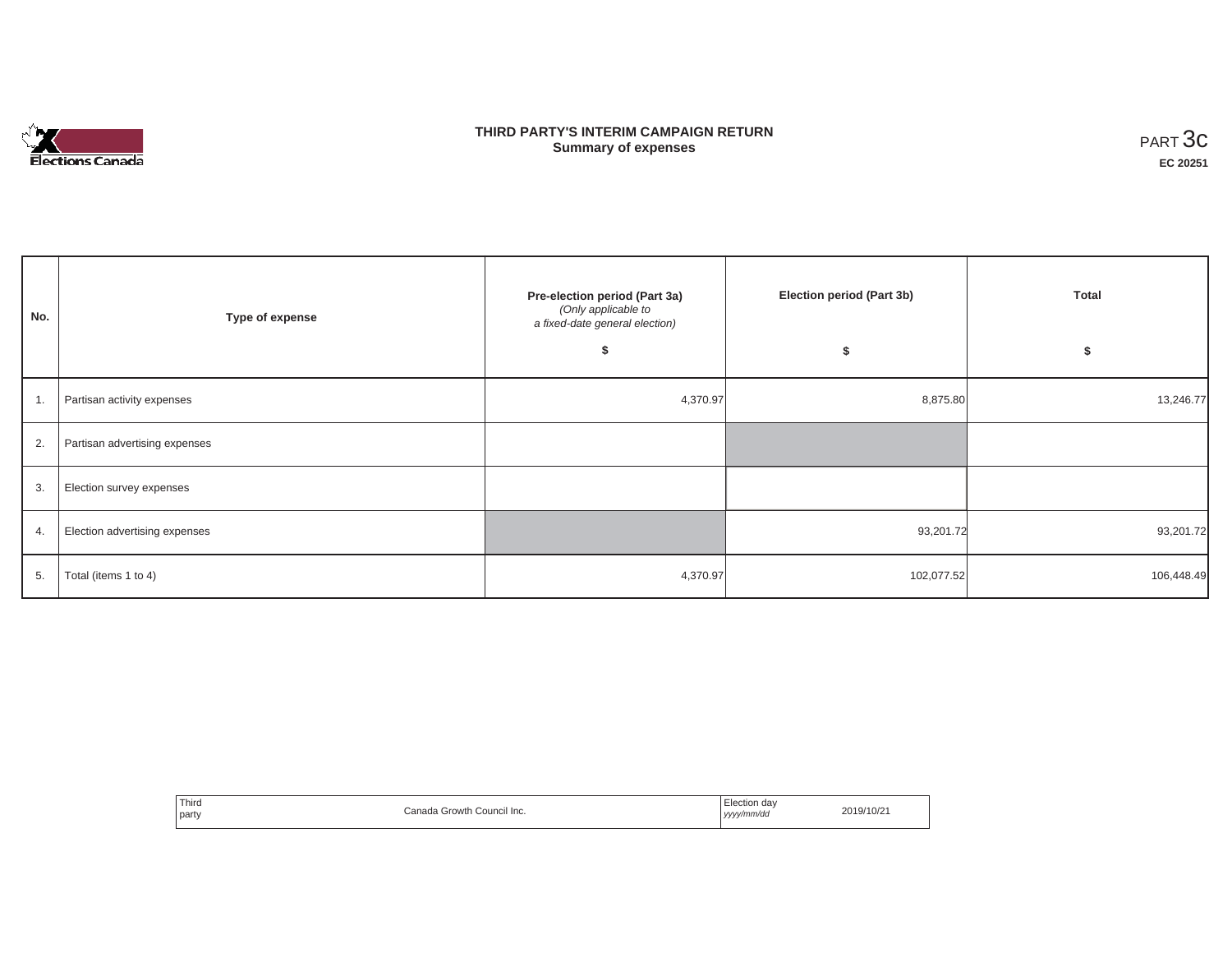# THIRD PARTY'S INTERIM CAMPAIGN RETURN
## Summary of expenses

PART 3c

**EC 20251**

| No. | Type of expense | Pre-election period (Part 3a) *(Only applicable to a fixed-date general election)* $ | Election period (Part 3b) $ | Total $ |
|---|---|---|---|---|
| 1. | Partisan activity expenses | 4,370.97 | 8,875.80 | 13,246.77 |
| 2. | Partisan advertising expenses | | | |
| 3. | Election survey expenses | | | |
| 4. | Election advertising expenses | | 93,201.72 | 93,201.72 |
| 5. | Total (items 1 to 4) | 4,370.97 | 102,077.52 | 106,448.49 |

| Third party | Canada Growth Council Inc. | Election day *yyyy/mm/dd* | 2019/10/21 |
|---|---|---|---|